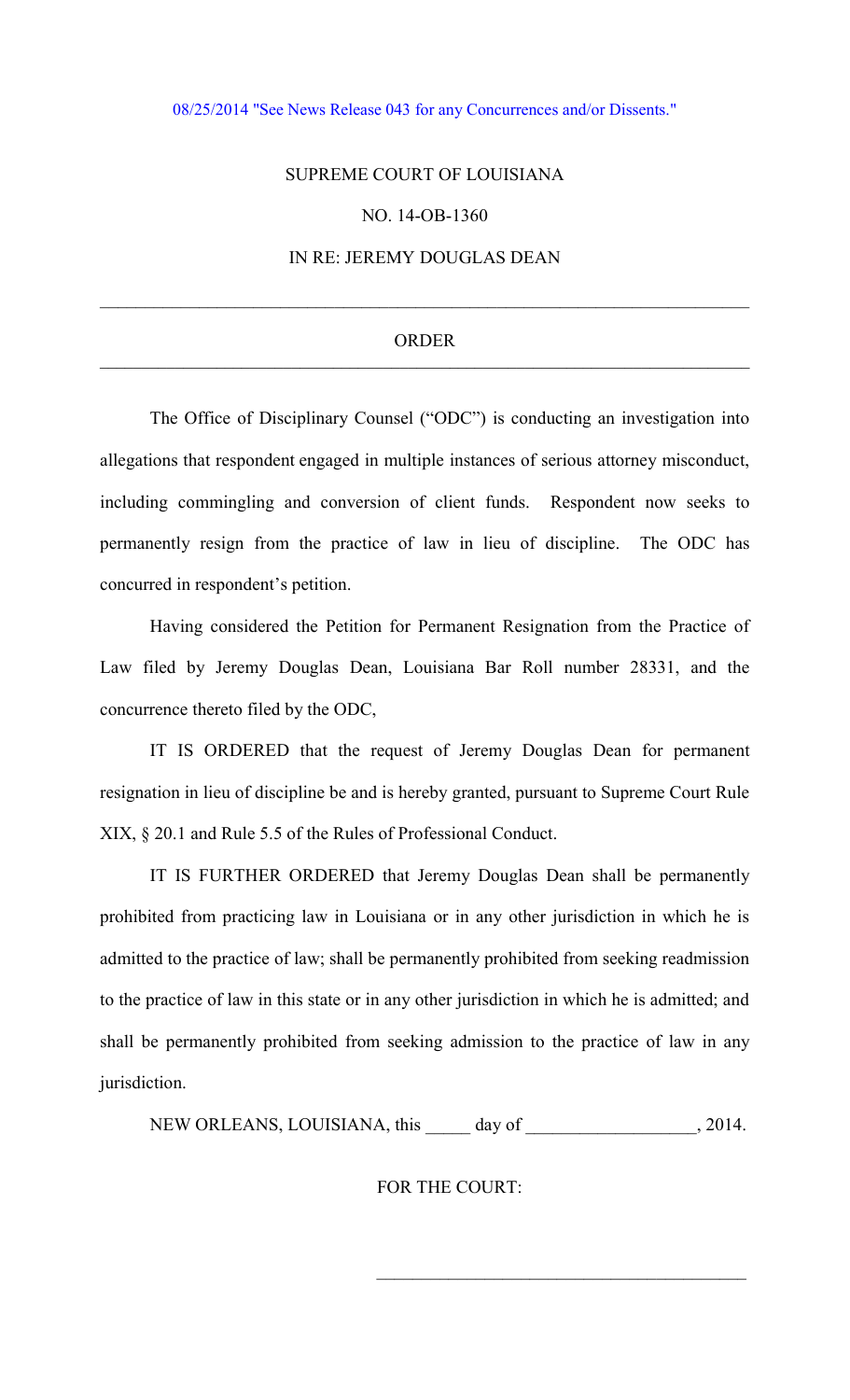08/25/2014 "See News Release 043 for any Concurrences and/or Dissents."

SUPREME COURT OF LOUISIANA

NO. 14-OB-1360

IN RE: JEREMY DOUGLAS DEAN

---

ORDER

---

The Office of Disciplinary Counsel ("ODC") is conducting an investigation into allegations that respondent engaged in multiple instances of serious attorney misconduct, including commingling and conversion of client funds. Respondent now seeks to permanently resign from the practice of law in lieu of discipline. The ODC has concurred in respondent's petition.

Having considered the Petition for Permanent Resignation from the Practice of Law filed by Jeremy Douglas Dean, Louisiana Bar Roll number 28331, and the concurrence thereto filed by the ODC,

IT IS ORDERED that the request of Jeremy Douglas Dean for permanent resignation in lieu of discipline be and is hereby granted, pursuant to Supreme Court Rule XIX, § 20.1 and Rule 5.5 of the Rules of Professional Conduct.

IT IS FURTHER ORDERED that Jeremy Douglas Dean shall be permanently prohibited from practicing law in Louisiana or in any other jurisdiction in which he is admitted to the practice of law; shall be permanently prohibited from seeking readmission to the practice of law in this state or in any other jurisdiction in which he is admitted; and shall be permanently prohibited from seeking admission to the practice of law in any jurisdiction.

NEW ORLEANS, LOUISIANA, this _____ day of __________________, 2014.

FOR THE COURT:

_________________________________________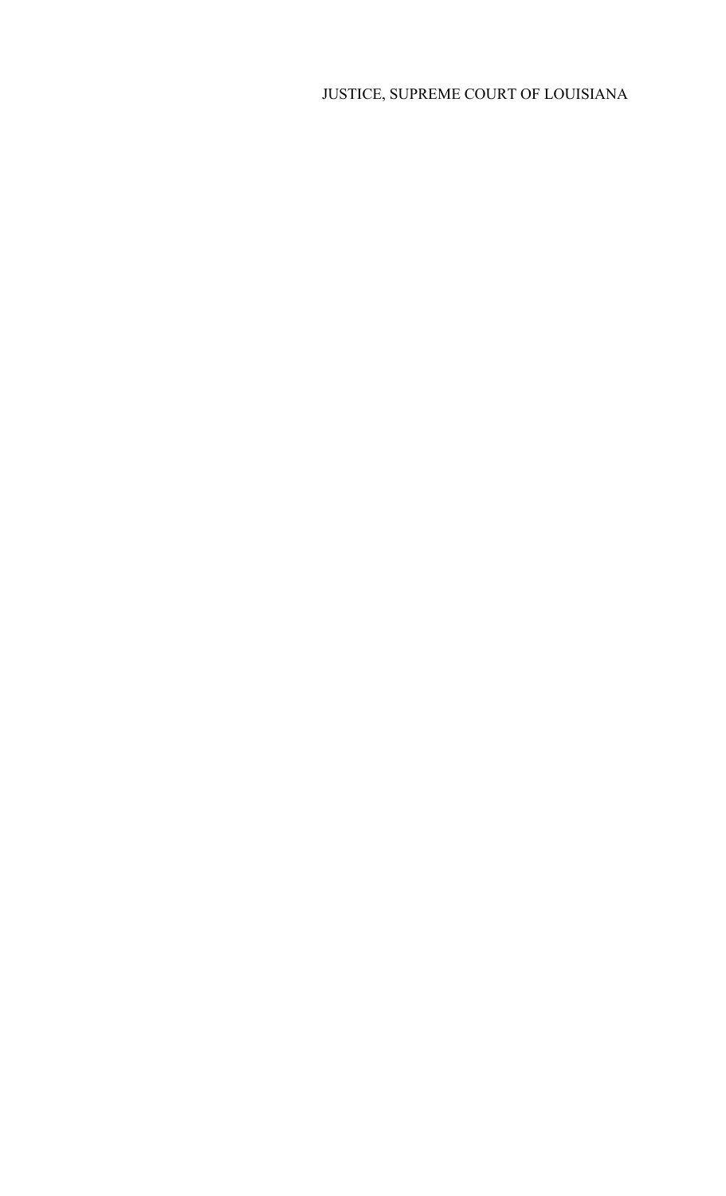JUSTICE, SUPREME COURT OF LOUISIANA